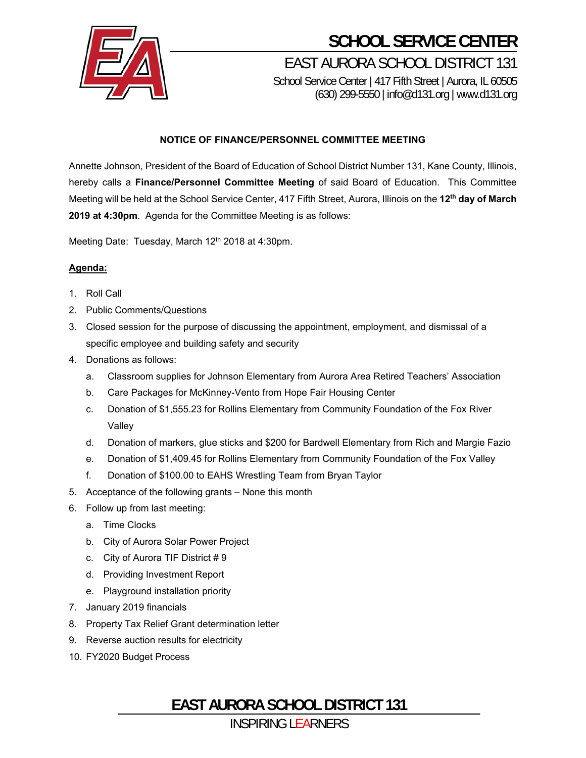# SCHOOL SERVICE CENTER

## EAST AURORA SCHOOL DISTRICT 131

School Service Center | 417 Fifth Street | Aurora, IL 60505
(630) 299-5550 | info@d131.org | www.d131.org

**NOTICE OF FINANCE/PERSONNEL COMMITTEE MEETING**

Annette Johnson, President of the Board of Education of School District Number 131, Kane County, Illinois, hereby calls a **Finance/Personnel Committee Meeting** of said Board of Education. This Committee Meeting will be held at the School Service Center, 417 Fifth Street, Aurora, Illinois on the **12th day of March 2019 at 4:30pm**. Agenda for the Committee Meeting is as follows:

Meeting Date: Tuesday, March 12th 2018 at 4:30pm.

**Agenda:**

1. Roll Call
2. Public Comments/Questions
3. Closed session for the purpose of discussing the appointment, employment, and dismissal of a specific employee and building safety and security
4. Donations as follows:
   a. Classroom supplies for Johnson Elementary from Aurora Area Retired Teachers' Association
   b. Care Packages for McKinney-Vento from Hope Fair Housing Center
   c. Donation of $1,555.23 for Rollins Elementary from Community Foundation of the Fox River Valley
   d. Donation of markers, glue sticks and $200 for Bardwell Elementary from Rich and Margie Fazio
   e. Donation of $1,409.45 for Rollins Elementary from Community Foundation of the Fox Valley
   f. Donation of $100.00 to EAHS Wrestling Team from Bryan Taylor
5. Acceptance of the following grants – None this month
6. Follow up from last meeting:
   a. Time Clocks
   b. City of Aurora Solar Power Project
   c. City of Aurora TIF District # 9
   d. Providing Investment Report
   e. Playground installation priority
7. January 2019 financials
8. Property Tax Relief Grant determination letter
9. Reverse auction results for electricity
10. FY2020 Budget Process

**EAST AURORA SCHOOL DISTRICT 131**

INSPIRING LEARNERS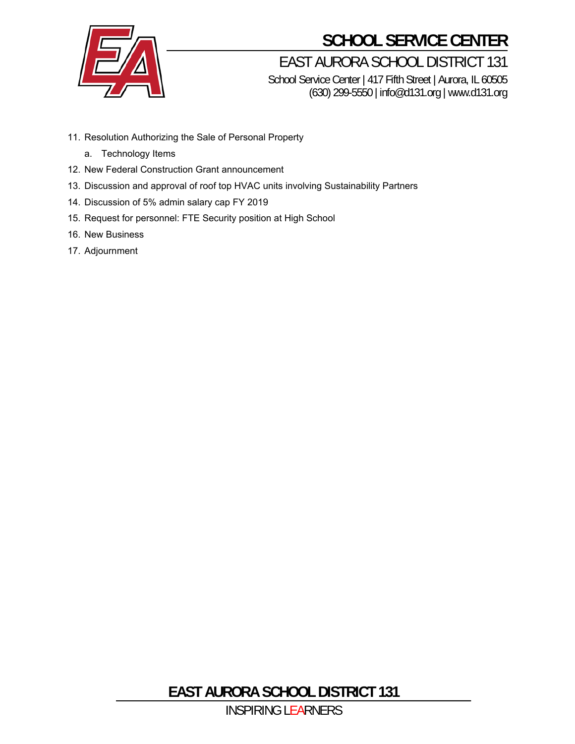11. Resolution Authorizing the Sale of Personal Property
    a. Technology Items
12. New Federal Construction Grant announcement
13. Discussion and approval of roof top HVAC units involving Sustainability Partners
14. Discussion of 5% admin salary cap FY 2019
15. Request for personnel: FTE Security position at High School
16. New Business
17. Adjournment